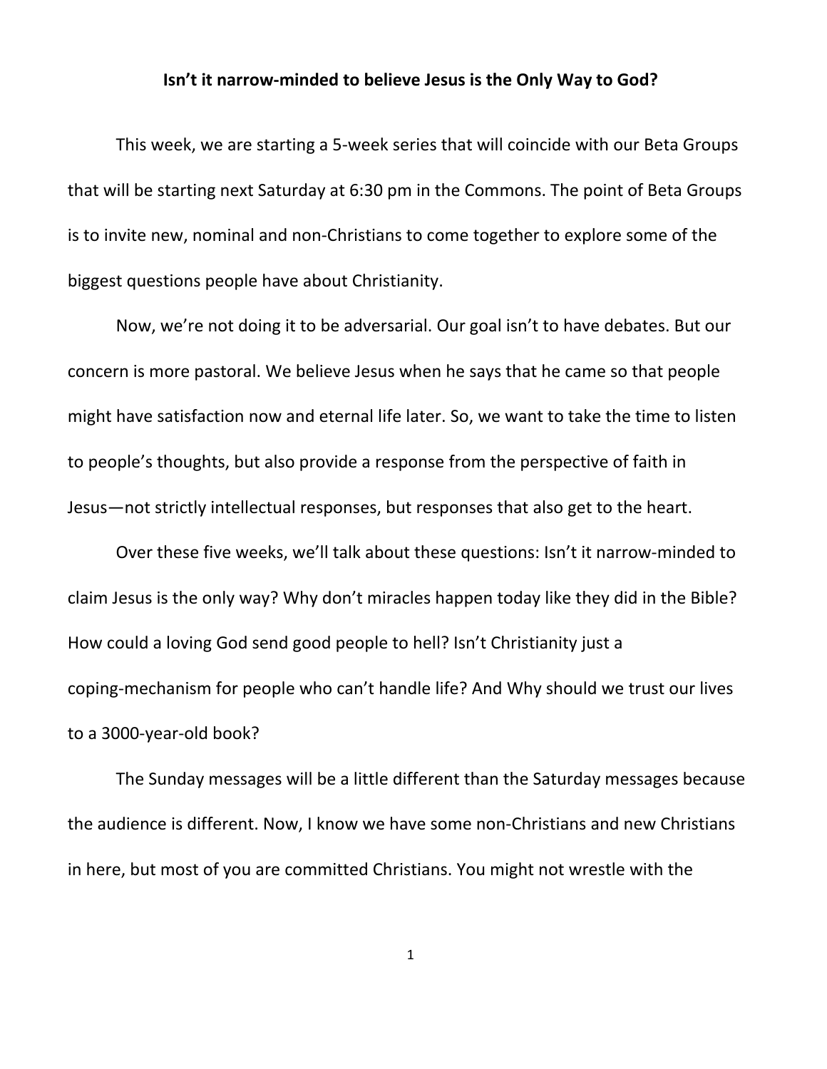# Isn't it narrow-minded to believe Jesus is the Only Way to God?

This week, we are starting a 5-week series that will coincide with our Beta Groups that will be starting next Saturday at 6:30 pm in the Commons. The point of Beta Groups is to invite new, nominal and non-Christians to come together to explore some of the biggest questions people have about Christianity.

Now, we're not doing it to be adversarial. Our goal isn't to have debates. But our concern is more pastoral. We believe Jesus when he says that he came so that people might have satisfaction now and eternal life later. So, we want to take the time to listen to people's thoughts, but also provide a response from the perspective of faith in Jesus—not strictly intellectual responses, but responses that also get to the heart.

Over these five weeks, we'll talk about these questions: Isn't it narrow-minded to claim Jesus is the only way? Why don't miracles happen today like they did in the Bible? How could a loving God send good people to hell? Isn't Christianity just a coping-mechanism for people who can't handle life? And Why should we trust our lives to a 3000-year-old book?

The Sunday messages will be a little different than the Saturday messages because the audience is different. Now, I know we have some non-Christians and new Christians in here, but most of you are committed Christians. You might not wrestle with the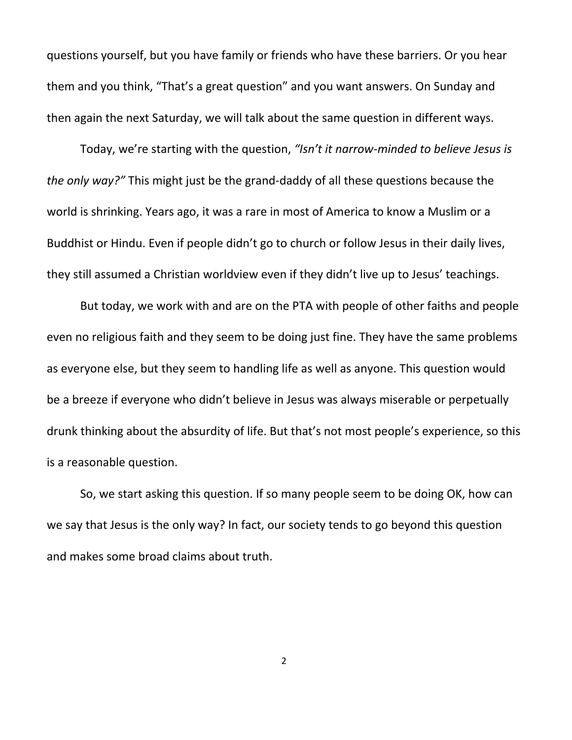questions yourself, but you have family or friends who have these barriers. Or you hear them and you think, "That's a great question" and you want answers. On Sunday and then again the next Saturday, we will talk about the same question in different ways.

Today, we're starting with the question, *"Isn't it narrow-minded to believe Jesus is the only way?"* This might just be the grand-daddy of all these questions because the world is shrinking. Years ago, it was a rare in most of America to know a Muslim or a Buddhist or Hindu. Even if people didn't go to church or follow Jesus in their daily lives, they still assumed a Christian worldview even if they didn't live up to Jesus' teachings.

But today, we work with and are on the PTA with people of other faiths and people even no religious faith and they seem to be doing just fine. They have the same problems as everyone else, but they seem to handling life as well as anyone. This question would be a breeze if everyone who didn't believe in Jesus was always miserable or perpetually drunk thinking about the absurdity of life. But that's not most people's experience, so this is a reasonable question.

So, we start asking this question. If so many people seem to be doing OK, how can we say that Jesus is the only way? In fact, our society tends to go beyond this question and makes some broad claims about truth.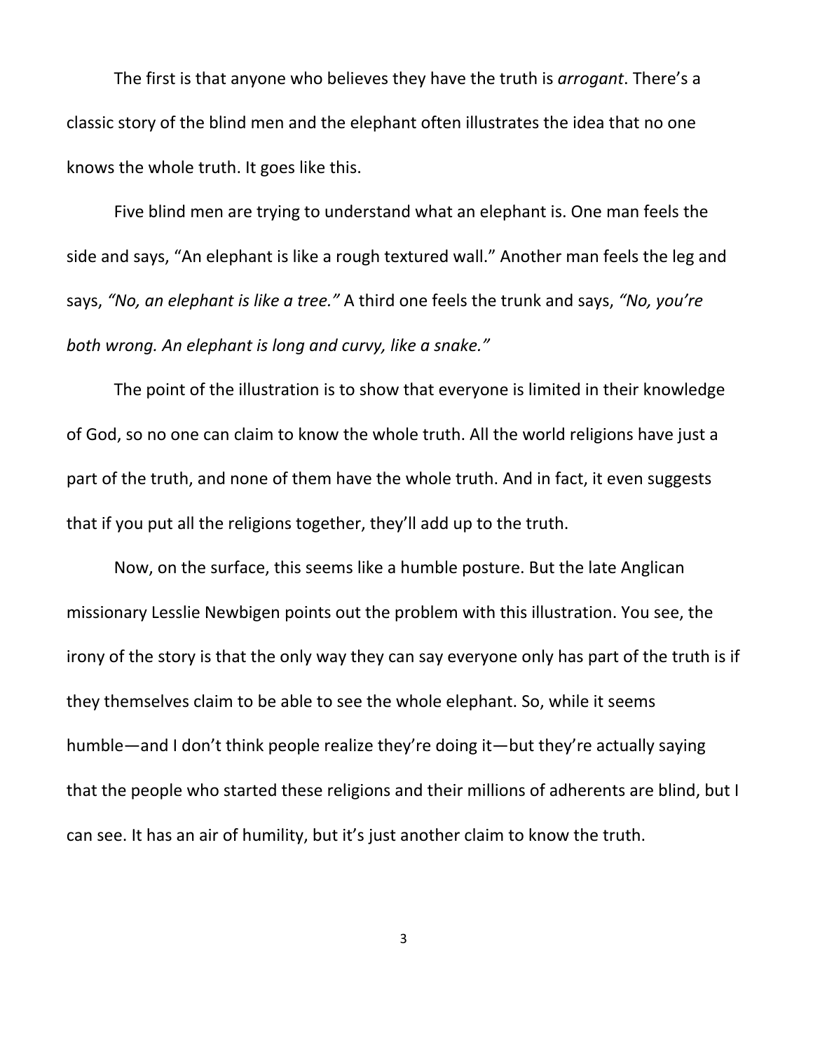The first is that anyone who believes they have the truth is *arrogant*. There's a classic story of the blind men and the elephant often illustrates the idea that no one knows the whole truth. It goes like this.

Five blind men are trying to understand what an elephant is. One man feels the side and says, "An elephant is like a rough textured wall." Another man feels the leg and says, *"No, an elephant is like a tree."* A third one feels the trunk and says, *"No, you're both wrong. An elephant is long and curvy, like a snake."*

The point of the illustration is to show that everyone is limited in their knowledge of God, so no one can claim to know the whole truth. All the world religions have just a part of the truth, and none of them have the whole truth. And in fact, it even suggests that if you put all the religions together, they'll add up to the truth.

Now, on the surface, this seems like a humble posture. But the late Anglican missionary Lesslie Newbigen points out the problem with this illustration. You see, the irony of the story is that the only way they can say everyone only has part of the truth is if they themselves claim to be able to see the whole elephant. So, while it seems humble—and I don't think people realize they're doing it—but they're actually saying that the people who started these religions and their millions of adherents are blind, but I can see. It has an air of humility, but it's just another claim to know the truth.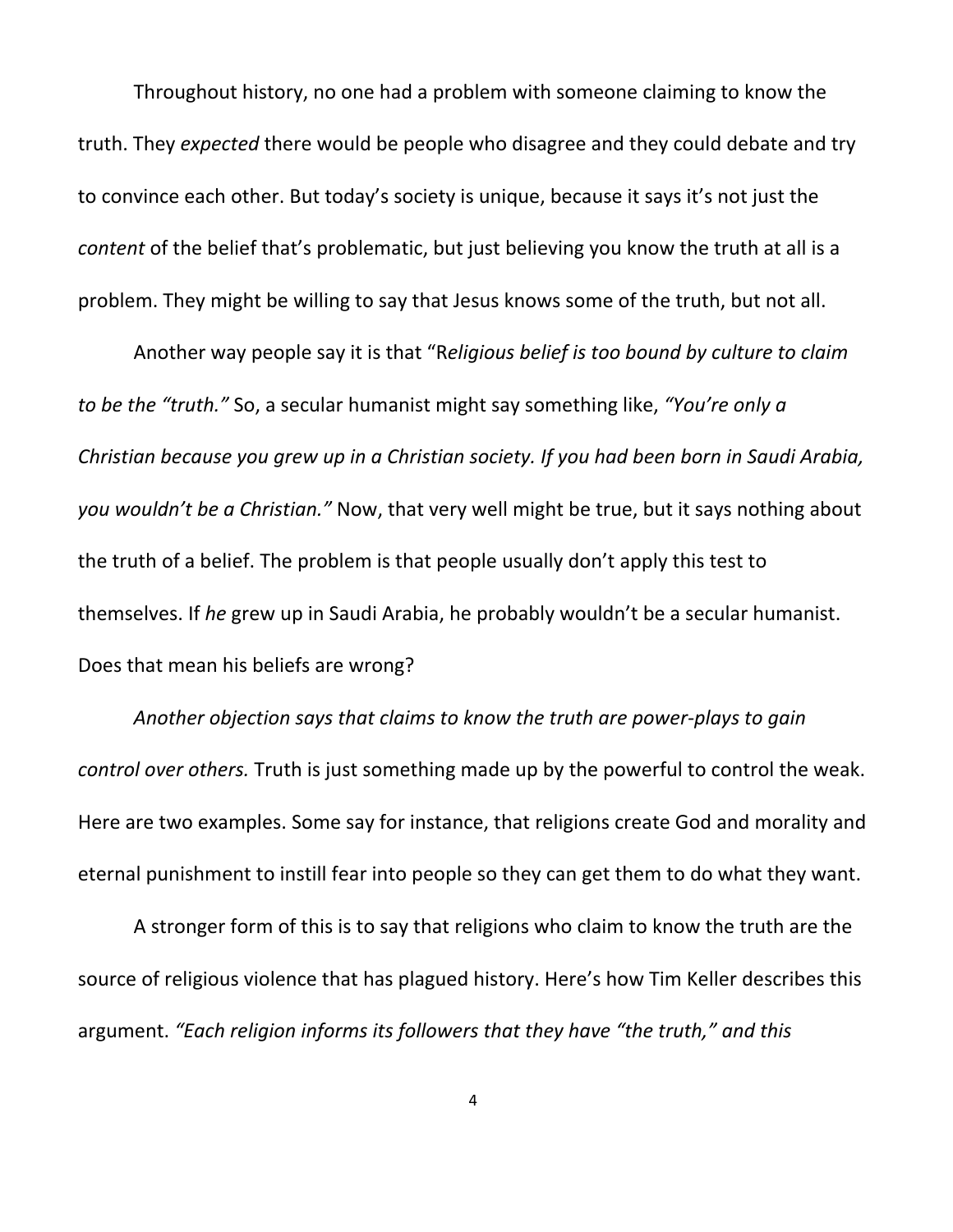Throughout history, no one had a problem with someone claiming to know the truth. They *expected* there would be people who disagree and they could debate and try to convince each other. But today's society is unique, because it says it's not just the *content* of the belief that's problematic, but just believing you know the truth at all is a problem. They might be willing to say that Jesus knows some of the truth, but not all.

Another way people say it is that "R*eligious belief is too bound by culture to claim to be the "truth."* So, a secular humanist might say something like, *"You're only a Christian because you grew up in a Christian society. If you had been born in Saudi Arabia, you wouldn't be a Christian."* Now, that very well might be true, but it says nothing about the truth of a belief. The problem is that people usually don't apply this test to themselves. If *he* grew up in Saudi Arabia, he probably wouldn't be a secular humanist. Does that mean his beliefs are wrong?

*Another objection says that claims to know the truth are power-plays to gain control over others.* Truth is just something made up by the powerful to control the weak. Here are two examples. Some say for instance, that religions create God and morality and eternal punishment to instill fear into people so they can get them to do what they want.

A stronger form of this is to say that religions who claim to know the truth are the source of religious violence that has plagued history. Here's how Tim Keller describes this argument. *"Each religion informs its followers that they have "the truth," and this*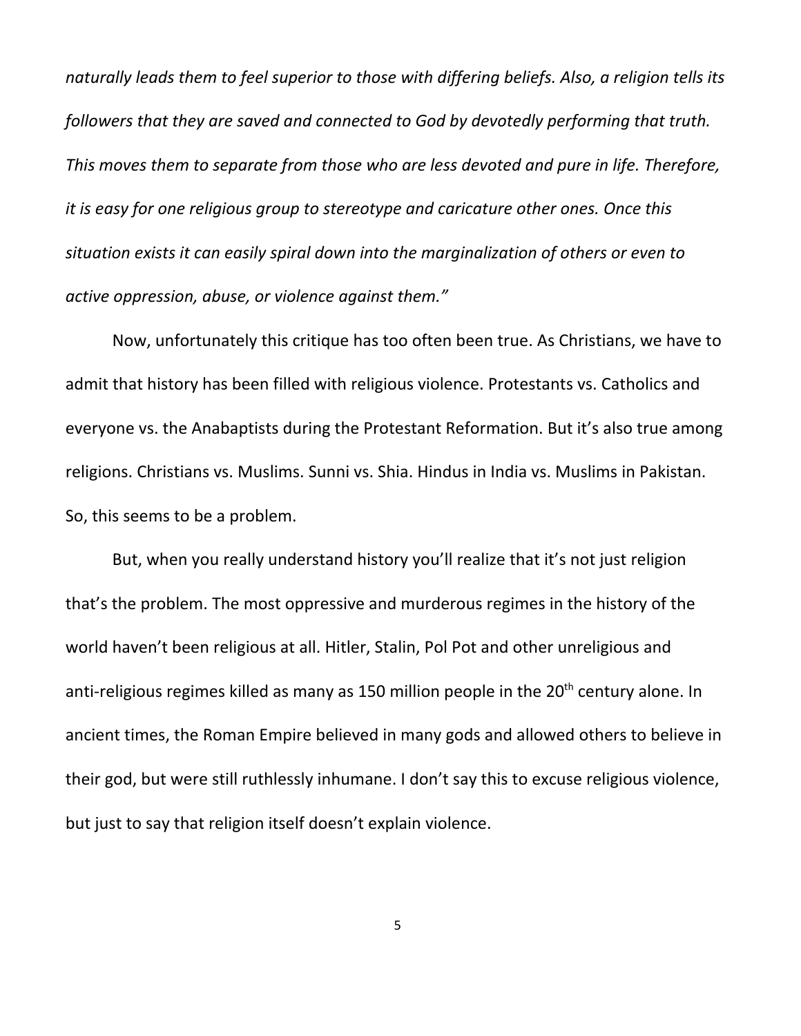*naturally leads them to feel superior to those with differing beliefs. Also, a religion tells its followers that they are saved and connected to God by devotedly performing that truth. This moves them to separate from those who are less devoted and pure in life. Therefore, it is easy for one religious group to stereotype and caricature other ones. Once this situation exists it can easily spiral down into the marginalization of others or even to active oppression, abuse, or violence against them."*

Now, unfortunately this critique has too often been true. As Christians, we have to admit that history has been filled with religious violence. Protestants vs. Catholics and everyone vs. the Anabaptists during the Protestant Reformation. But it's also true among religions. Christians vs. Muslims. Sunni vs. Shia. Hindus in India vs. Muslims in Pakistan. So, this seems to be a problem.

But, when you really understand history you'll realize that it's not just religion that's the problem. The most oppressive and murderous regimes in the history of the world haven't been religious at all. Hitler, Stalin, Pol Pot and other unreligious and anti-religious regimes killed as many as 150 million people in the 20th century alone. In ancient times, the Roman Empire believed in many gods and allowed others to believe in their god, but were still ruthlessly inhumane. I don't say this to excuse religious violence, but just to say that religion itself doesn't explain violence.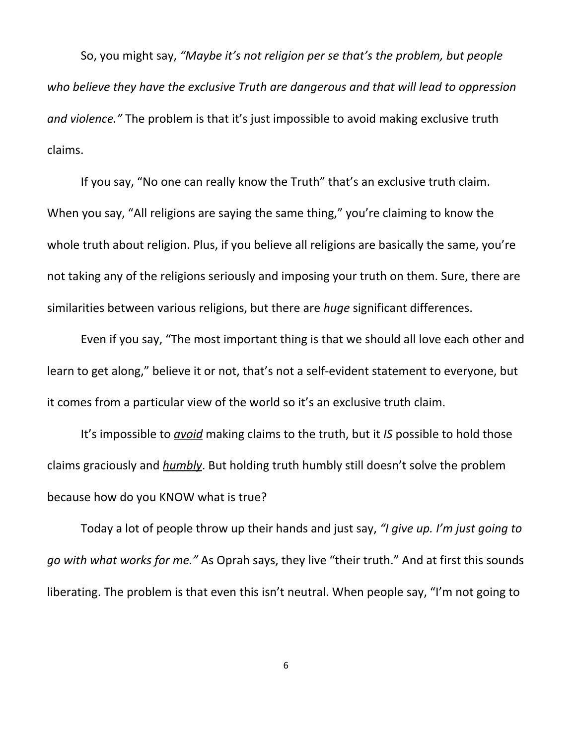So, you might say, *"Maybe it's not religion per se that's the problem, but people who believe they have the exclusive Truth are dangerous and that will lead to oppression and violence."* The problem is that it's just impossible to avoid making exclusive truth claims.

If you say, "No one can really know the Truth" that's an exclusive truth claim. When you say, "All religions are saying the same thing," you're claiming to know the whole truth about religion. Plus, if you believe all religions are basically the same, you're not taking any of the religions seriously and imposing your truth on them. Sure, there are similarities between various religions, but there are *huge* significant differences.

Even if you say, "The most important thing is that we should all love each other and learn to get along," believe it or not, that's not a self-evident statement to everyone, but it comes from a particular view of the world so it's an exclusive truth claim.

It's impossible to ***avoid*** making claims to the truth, but it *IS* possible to hold those claims graciously and ***humbly***. But holding truth humbly still doesn't solve the problem because how do you KNOW what is true?

Today a lot of people throw up their hands and just say, *"I give up. I'm just going to go with what works for me."* As Oprah says, they live "their truth." And at first this sounds liberating. The problem is that even this isn't neutral. When people say, "I'm not going to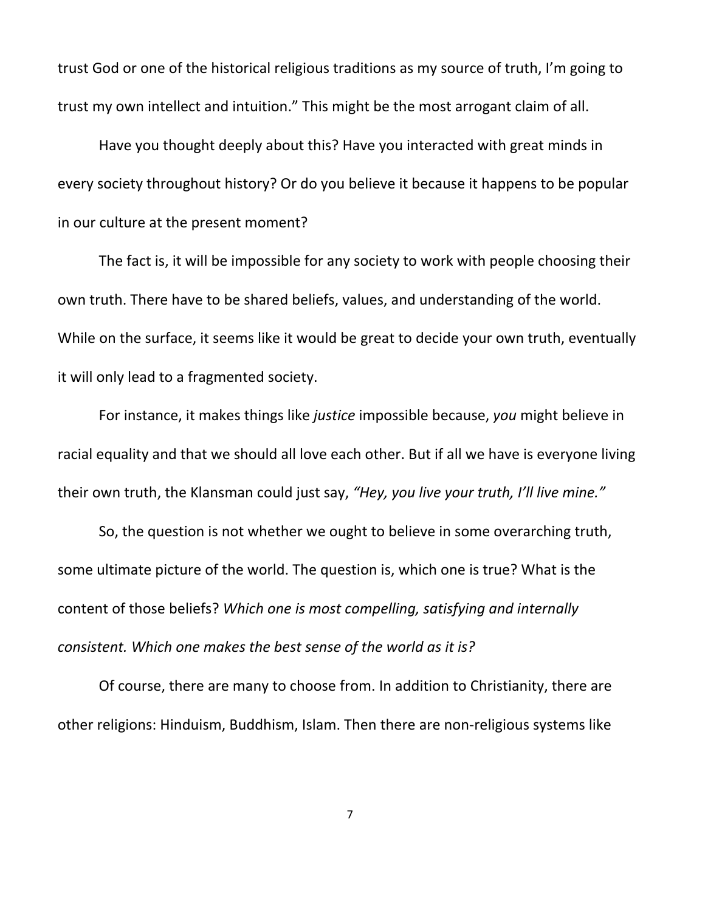trust God or one of the historical religious traditions as my source of truth, I'm going to trust my own intellect and intuition." This might be the most arrogant claim of all.

Have you thought deeply about this? Have you interacted with great minds in every society throughout history? Or do you believe it because it happens to be popular in our culture at the present moment?

The fact is, it will be impossible for any society to work with people choosing their own truth. There have to be shared beliefs, values, and understanding of the world. While on the surface, it seems like it would be great to decide your own truth, eventually it will only lead to a fragmented society.

For instance, it makes things like *justice* impossible because, *you* might believe in racial equality and that we should all love each other. But if all we have is everyone living their own truth, the Klansman could just say, *"Hey, you live your truth, I'll live mine."*

So, the question is not whether we ought to believe in some overarching truth, some ultimate picture of the world. The question is, which one is true? What is the content of those beliefs? *Which one is most compelling, satisfying and internally consistent. Which one makes the best sense of the world as it is?*

Of course, there are many to choose from. In addition to Christianity, there are other religions: Hinduism, Buddhism, Islam. Then there are non-religious systems like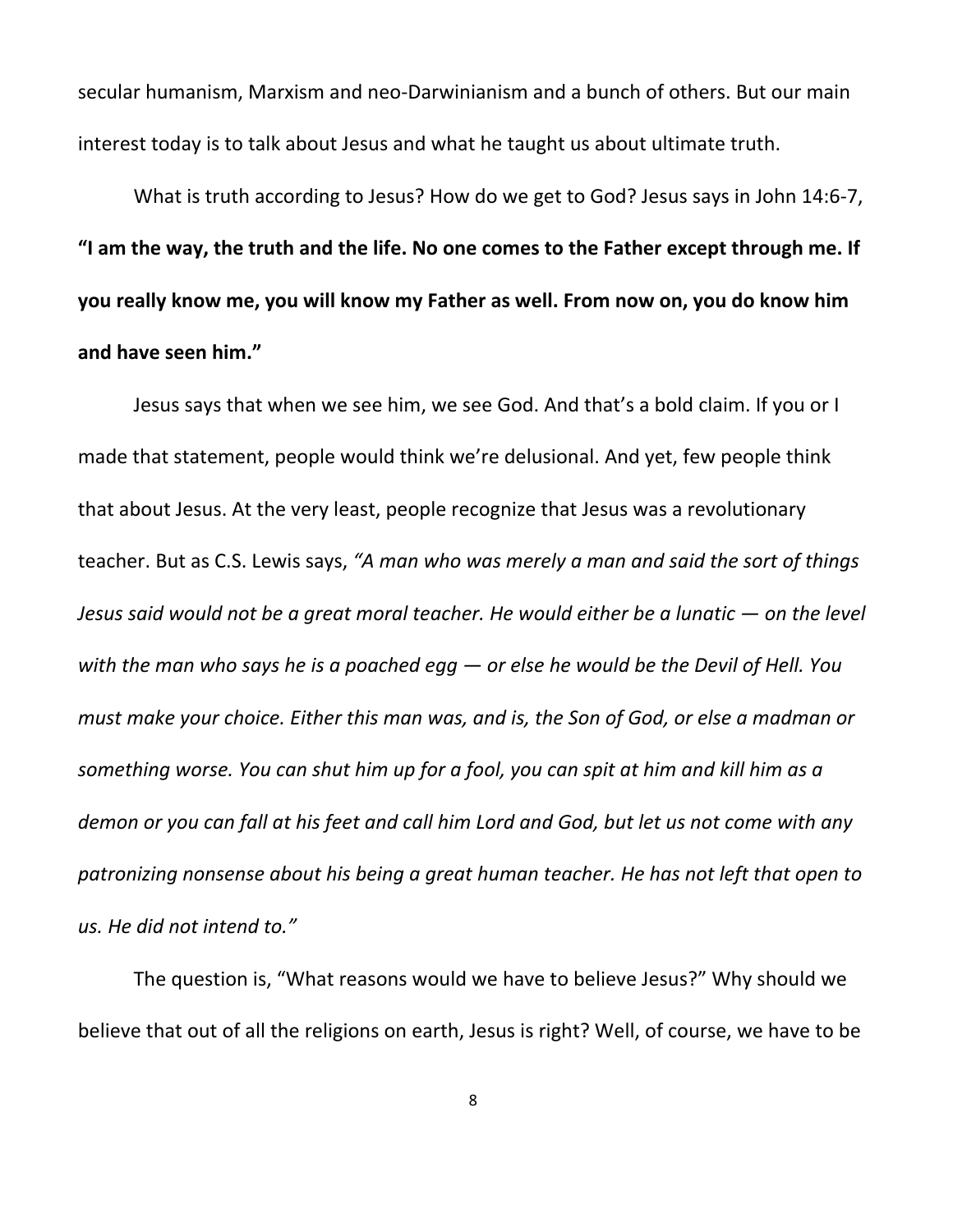secular humanism, Marxism and neo-Darwinianism and a bunch of others. But our main interest today is to talk about Jesus and what he taught us about ultimate truth.

What is truth according to Jesus? How do we get to God? Jesus says in John 14:6-7, **"I am the way, the truth and the life. No one comes to the Father except through me. If you really know me, you will know my Father as well. From now on, you do know him and have seen him."**

Jesus says that when we see him, we see God. And that's a bold claim. If you or I made that statement, people would think we're delusional. And yet, few people think that about Jesus. At the very least, people recognize that Jesus was a revolutionary teacher. But as C.S. Lewis says, *"A man who was merely a man and said the sort of things Jesus said would not be a great moral teacher. He would either be a lunatic — on the level with the man who says he is a poached egg — or else he would be the Devil of Hell. You must make your choice. Either this man was, and is, the Son of God, or else a madman or something worse. You can shut him up for a fool, you can spit at him and kill him as a demon or you can fall at his feet and call him Lord and God, but let us not come with any patronizing nonsense about his being a great human teacher. He has not left that open to us. He did not intend to."*

The question is, "What reasons would we have to believe Jesus?" Why should we believe that out of all the religions on earth, Jesus is right? Well, of course, we have to be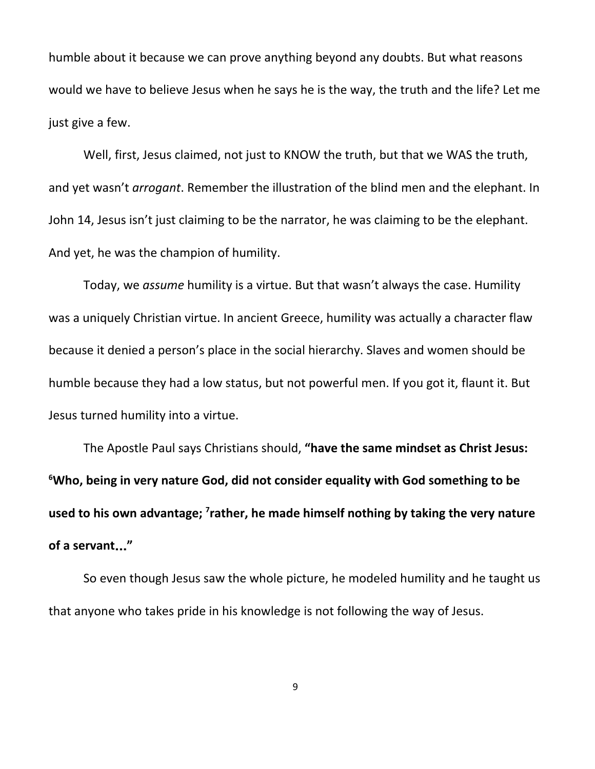humble about it because we can prove anything beyond any doubts. But what reasons would we have to believe Jesus when he says he is the way, the truth and the life? Let me just give a few.

Well, first, Jesus claimed, not just to KNOW the truth, but that we WAS the truth, and yet wasn't *arrogant*. Remember the illustration of the blind men and the elephant. In John 14, Jesus isn't just claiming to be the narrator, he was claiming to be the elephant. And yet, he was the champion of humility.

Today, we *assume* humility is a virtue. But that wasn't always the case. Humility was a uniquely Christian virtue. In ancient Greece, humility was actually a character flaw because it denied a person's place in the social hierarchy. Slaves and women should be humble because they had a low status, but not powerful men. If you got it, flaunt it. But Jesus turned humility into a virtue.

The Apostle Paul says Christians should, **"have the same mindset as Christ Jesus: [6]Who, being in very nature God, did not consider equality with God something to be used to his own advantage; [7]rather, he made himself nothing by taking the very nature of a servant..."**

So even though Jesus saw the whole picture, he modeled humility and he taught us that anyone who takes pride in his knowledge is not following the way of Jesus.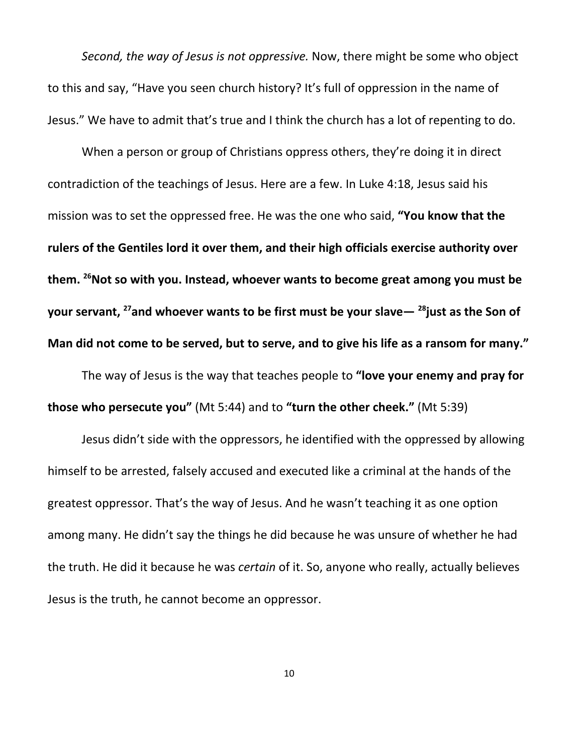*Second, the way of Jesus is not oppressive.* Now, there might be some who object to this and say, "Have you seen church history? It's full of oppression in the name of Jesus." We have to admit that's true and I think the church has a lot of repenting to do.

When a person or group of Christians oppress others, they're doing it in direct contradiction of the teachings of Jesus. Here are a few. In Luke 4:18, Jesus said his mission was to set the oppressed free. He was the one who said, **"You know that the rulers of the Gentiles lord it over them, and their high officials exercise authority over them. [26]Not so with you. Instead, whoever wants to become great among you must be your servant, [27]and whoever wants to be first must be your slave— [28]just as the Son of Man did not come to be served, but to serve, and to give his life as a ransom for many."**

The way of Jesus is the way that teaches people to **"love your enemy and pray for those who persecute you"** (Mt 5:44) and to **"turn the other cheek."** (Mt 5:39)

Jesus didn't side with the oppressors, he identified with the oppressed by allowing himself to be arrested, falsely accused and executed like a criminal at the hands of the greatest oppressor. That's the way of Jesus. And he wasn't teaching it as one option among many. He didn't say the things he did because he was unsure of whether he had the truth. He did it because he was *certain* of it. So, anyone who really, actually believes Jesus is the truth, he cannot become an oppressor.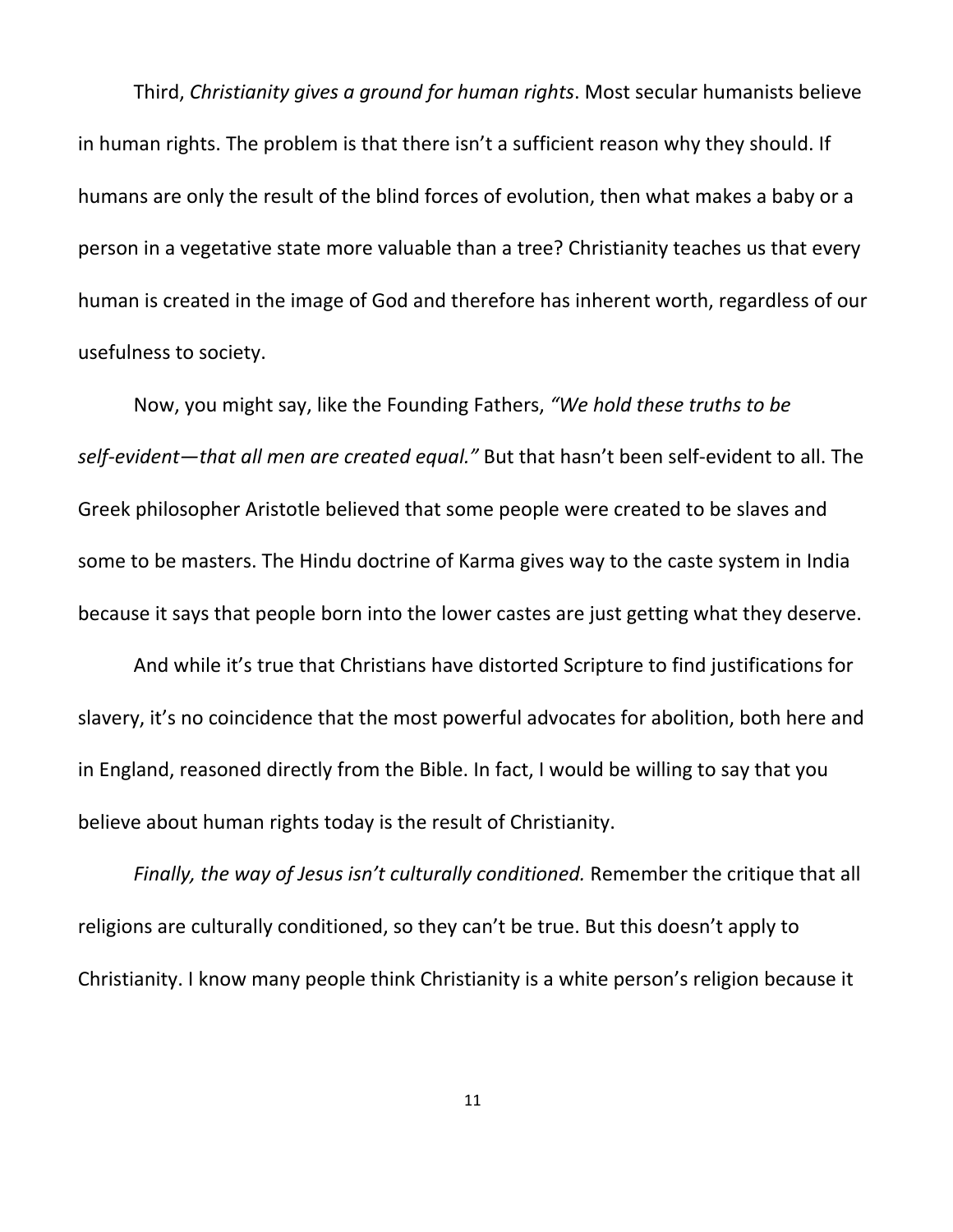Third, *Christianity gives a ground for human rights*. Most secular humanists believe in human rights. The problem is that there isn't a sufficient reason why they should. If humans are only the result of the blind forces of evolution, then what makes a baby or a person in a vegetative state more valuable than a tree? Christianity teaches us that every human is created in the image of God and therefore has inherent worth, regardless of our usefulness to society.

Now, you might say, like the Founding Fathers, *"We hold these truths to be self-evident—that all men are created equal."* But that hasn't been self-evident to all. The Greek philosopher Aristotle believed that some people were created to be slaves and some to be masters. The Hindu doctrine of Karma gives way to the caste system in India because it says that people born into the lower castes are just getting what they deserve.

And while it's true that Christians have distorted Scripture to find justifications for slavery, it's no coincidence that the most powerful advocates for abolition, both here and in England, reasoned directly from the Bible. In fact, I would be willing to say that you believe about human rights today is the result of Christianity.

*Finally, the way of Jesus isn't culturally conditioned.* Remember the critique that all religions are culturally conditioned, so they can't be true. But this doesn't apply to Christianity. I know many people think Christianity is a white person's religion because it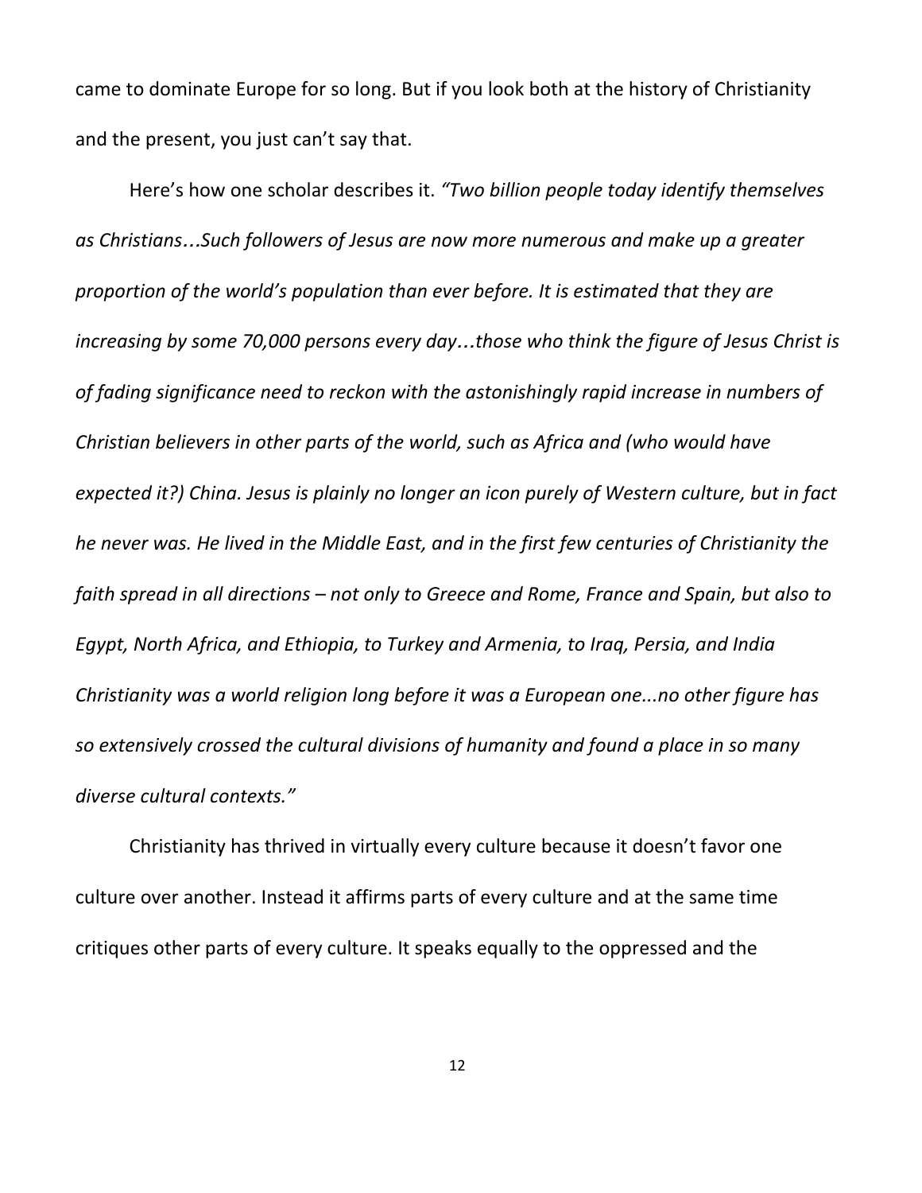came to dominate Europe for so long. But if you look both at the history of Christianity and the present, you just can't say that.

Here's how one scholar describes it. *"Two billion people today identify themselves as Christians…Such followers of Jesus are now more numerous and make up a greater proportion of the world's population than ever before. It is estimated that they are increasing by some 70,000 persons every day…those who think the figure of Jesus Christ is of fading significance need to reckon with the astonishingly rapid increase in numbers of Christian believers in other parts of the world, such as Africa and (who would have expected it?) China. Jesus is plainly no longer an icon purely of Western culture, but in fact he never was. He lived in the Middle East, and in the first few centuries of Christianity the faith spread in all directions – not only to Greece and Rome, France and Spain, but also to Egypt, North Africa, and Ethiopia, to Turkey and Armenia, to Iraq, Persia, and India Christianity was a world religion long before it was a European one...no other figure has so extensively crossed the cultural divisions of humanity and found a place in so many diverse cultural contexts."*

Christianity has thrived in virtually every culture because it doesn't favor one culture over another. Instead it affirms parts of every culture and at the same time critiques other parts of every culture. It speaks equally to the oppressed and the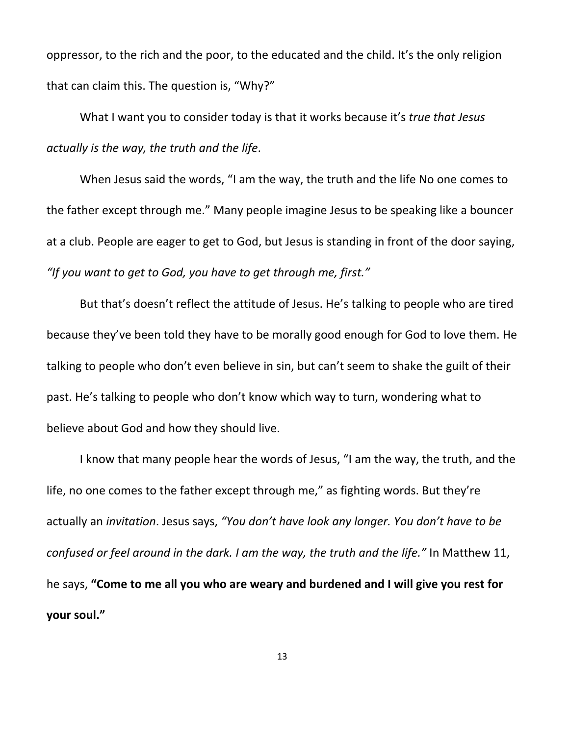oppressor, to the rich and the poor, to the educated and the child. It's the only religion that can claim this. The question is, "Why?"

What I want you to consider today is that it works because it's *true that Jesus actually is the way, the truth and the life*.

When Jesus said the words, "I am the way, the truth and the life No one comes to the father except through me." Many people imagine Jesus to be speaking like a bouncer at a club. People are eager to get to God, but Jesus is standing in front of the door saying, *"If you want to get to God, you have to get through me, first."*

But that's doesn't reflect the attitude of Jesus. He's talking to people who are tired because they've been told they have to be morally good enough for God to love them. He talking to people who don't even believe in sin, but can't seem to shake the guilt of their past. He's talking to people who don't know which way to turn, wondering what to believe about God and how they should live.

I know that many people hear the words of Jesus, "I am the way, the truth, and the life, no one comes to the father except through me," as fighting words. But they're actually an *invitation*. Jesus says, *"You don't have look any longer. You don't have to be confused or feel around in the dark. I am the way, the truth and the life."* In Matthew 11, he says, **"Come to me all you who are weary and burdened and I will give you rest for your soul."**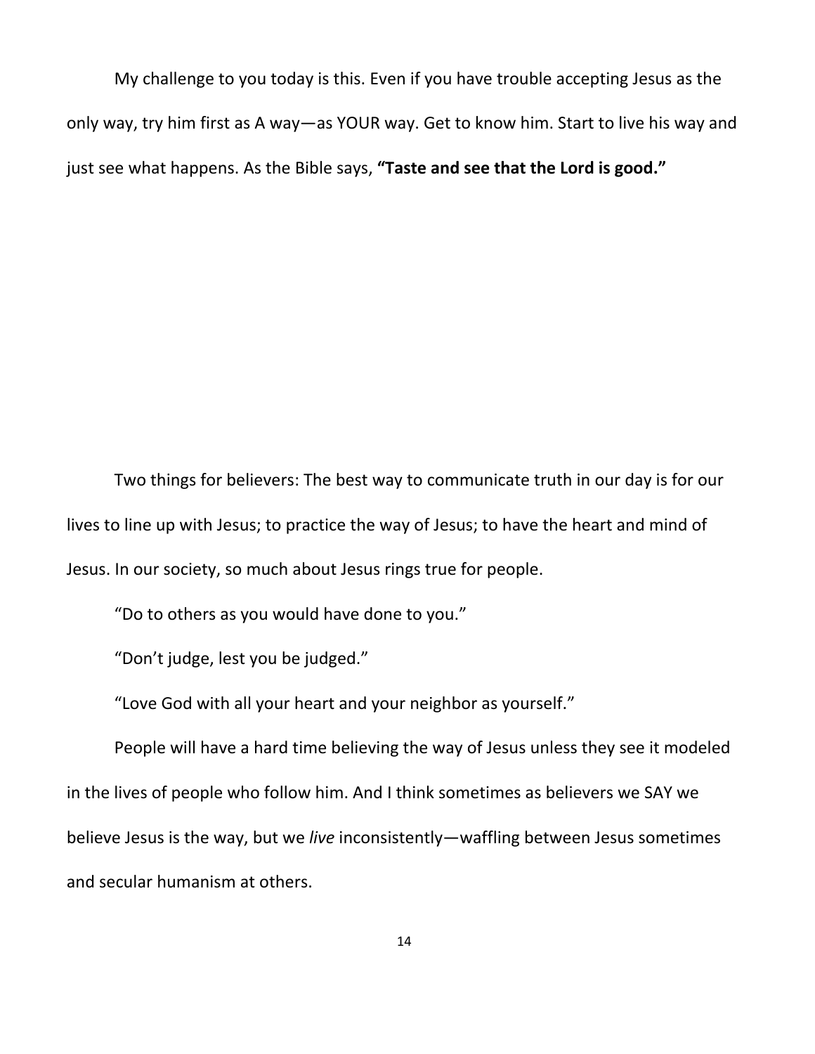My challenge to you today is this. Even if you have trouble accepting Jesus as the only way, try him first as A way—as YOUR way. Get to know him. Start to live his way and just see what happens. As the Bible says, **"Taste and see that the Lord is good."**

Two things for believers: The best way to communicate truth in our day is for our lives to line up with Jesus; to practice the way of Jesus; to have the heart and mind of Jesus. In our society, so much about Jesus rings true for people.

"Do to others as you would have done to you."

"Don't judge, lest you be judged."

"Love God with all your heart and your neighbor as yourself."

People will have a hard time believing the way of Jesus unless they see it modeled in the lives of people who follow him. And I think sometimes as believers we SAY we believe Jesus is the way, but we *live* inconsistently—waffling between Jesus sometimes and secular humanism at others.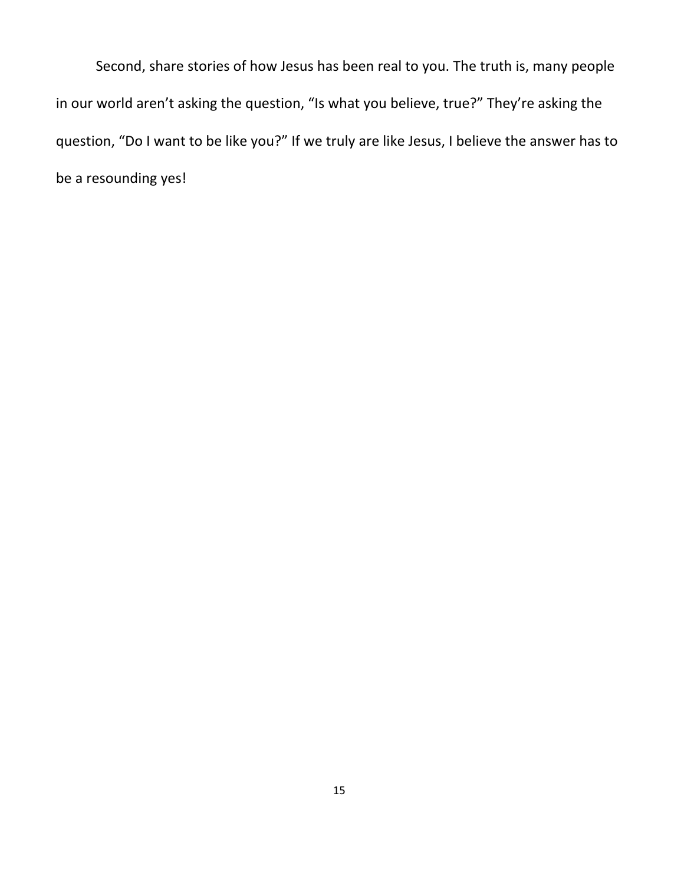Second, share stories of how Jesus has been real to you. The truth is, many people in our world aren't asking the question, "Is what you believe, true?" They're asking the question, "Do I want to be like you?" If we truly are like Jesus, I believe the answer has to be a resounding yes!